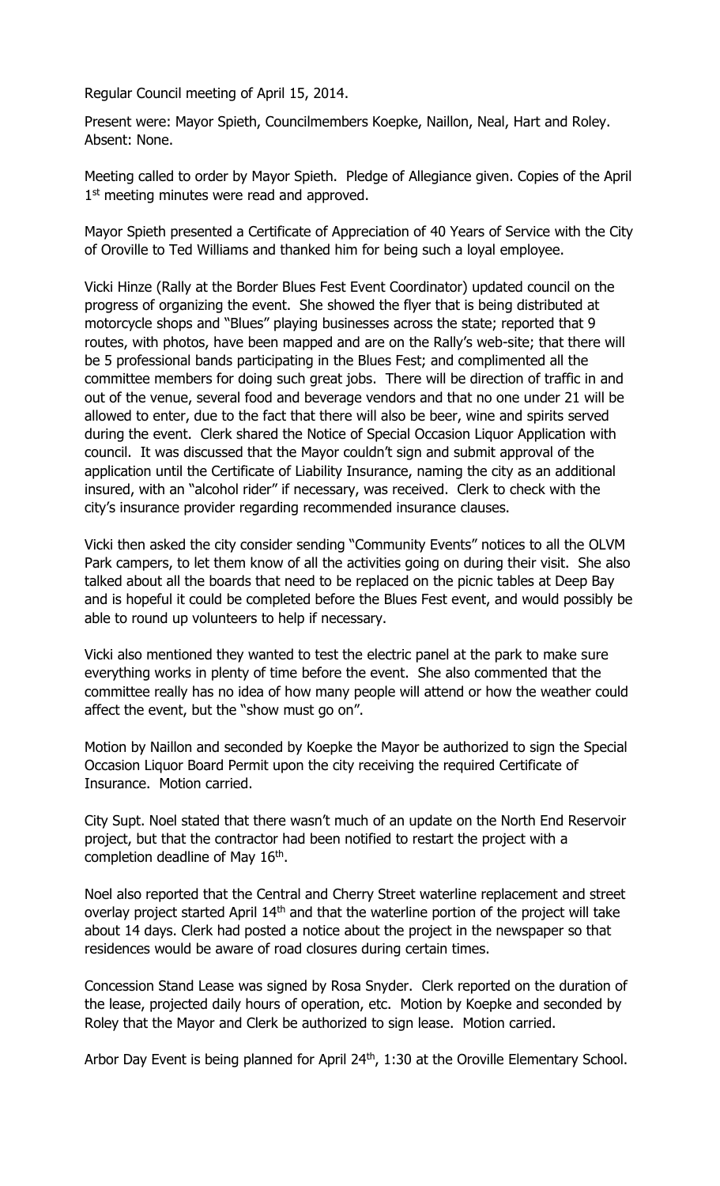Regular Council meeting of April 15, 2014.

Present were: Mayor Spieth, Councilmembers Koepke, Naillon, Neal, Hart and Roley. Absent: None.

Meeting called to order by Mayor Spieth. Pledge of Allegiance given. Copies of the April 1st meeting minutes were read and approved.

Mayor Spieth presented a Certificate of Appreciation of 40 Years of Service with the City of Oroville to Ted Williams and thanked him for being such a loyal employee.

Vicki Hinze (Rally at the Border Blues Fest Event Coordinator) updated council on the progress of organizing the event. She showed the flyer that is being distributed at motorcycle shops and "Blues" playing businesses across the state; reported that 9 routes, with photos, have been mapped and are on the Rally's web-site; that there will be 5 professional bands participating in the Blues Fest; and complimented all the committee members for doing such great jobs. There will be direction of traffic in and out of the venue, several food and beverage vendors and that no one under 21 will be allowed to enter, due to the fact that there will also be beer, wine and spirits served during the event. Clerk shared the Notice of Special Occasion Liquor Application with council. It was discussed that the Mayor couldn't sign and submit approval of the application until the Certificate of Liability Insurance, naming the city as an additional insured, with an "alcohol rider" if necessary, was received. Clerk to check with the city's insurance provider regarding recommended insurance clauses.

Vicki then asked the city consider sending "Community Events" notices to all the OLVM Park campers, to let them know of all the activities going on during their visit. She also talked about all the boards that need to be replaced on the picnic tables at Deep Bay and is hopeful it could be completed before the Blues Fest event, and would possibly be able to round up volunteers to help if necessary.

Vicki also mentioned they wanted to test the electric panel at the park to make sure everything works in plenty of time before the event. She also commented that the committee really has no idea of how many people will attend or how the weather could affect the event, but the "show must go on".

Motion by Naillon and seconded by Koepke the Mayor be authorized to sign the Special Occasion Liquor Board Permit upon the city receiving the required Certificate of Insurance. Motion carried.

City Supt. Noel stated that there wasn't much of an update on the North End Reservoir project, but that the contractor had been notified to restart the project with a completion deadline of May 16th.

Noel also reported that the Central and Cherry Street waterline replacement and street overlay project started April 14th and that the waterline portion of the project will take about 14 days. Clerk had posted a notice about the project in the newspaper so that residences would be aware of road closures during certain times.

Concession Stand Lease was signed by Rosa Snyder. Clerk reported on the duration of the lease, projected daily hours of operation, etc. Motion by Koepke and seconded by Roley that the Mayor and Clerk be authorized to sign lease. Motion carried.

Arbor Day Event is being planned for April 24th, 1:30 at the Oroville Elementary School.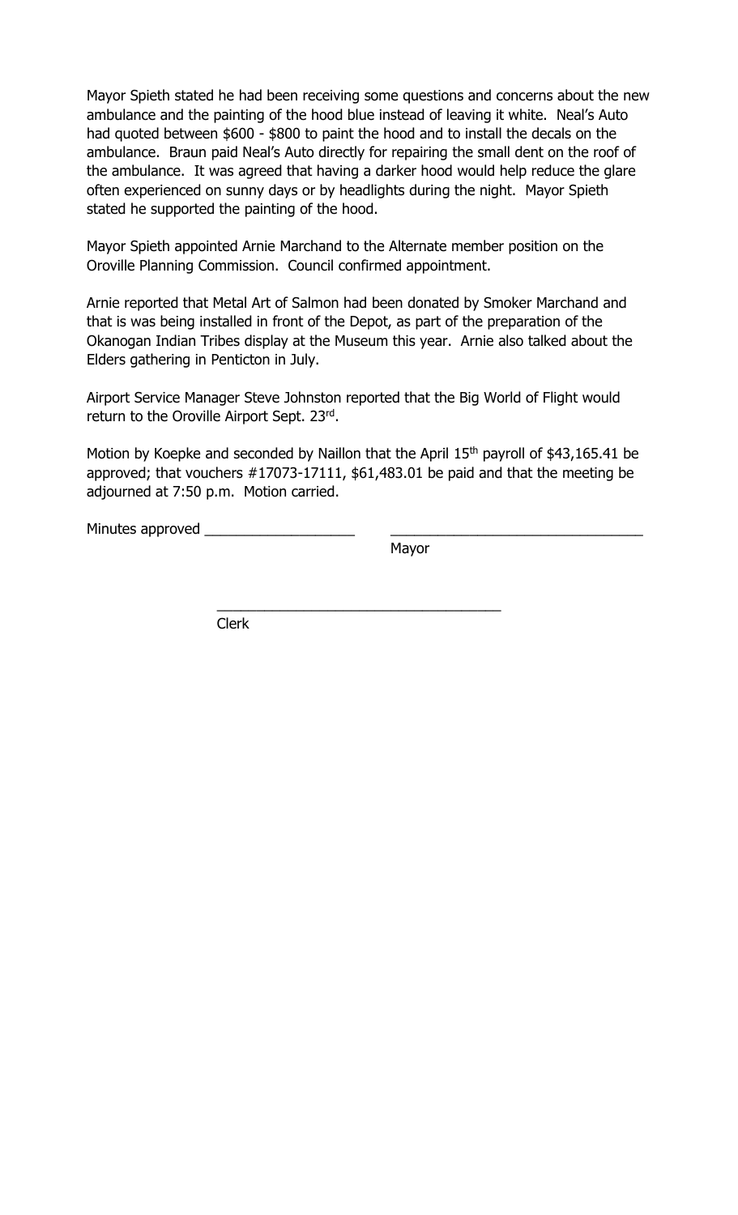Mayor Spieth stated he had been receiving some questions and concerns about the new ambulance and the painting of the hood blue instead of leaving it white. Neal's Auto had quoted between $600 - $800 to paint the hood and to install the decals on the ambulance. Braun paid Neal's Auto directly for repairing the small dent on the roof of the ambulance. It was agreed that having a darker hood would help reduce the glare often experienced on sunny days or by headlights during the night. Mayor Spieth stated he supported the painting of the hood.

Mayor Spieth appointed Arnie Marchand to the Alternate member position on the Oroville Planning Commission. Council confirmed appointment.

Arnie reported that Metal Art of Salmon had been donated by Smoker Marchand and that is was being installed in front of the Depot, as part of the preparation of the Okanogan Indian Tribes display at the Museum this year. Arnie also talked about the Elders gathering in Penticton in July.

Airport Service Manager Steve Johnston reported that the Big World of Flight would return to the Oroville Airport Sept. 23rd.

Motion by Koepke and seconded by Naillon that the April 15th payroll of $43,165.41 be approved; that vouchers #17073-17111, $61,483.01 be paid and that the meeting be adjourned at 7:50 p.m. Motion carried.

Minutes approved ___________________ ________________________________

Mayor

____________________________________

Clerk